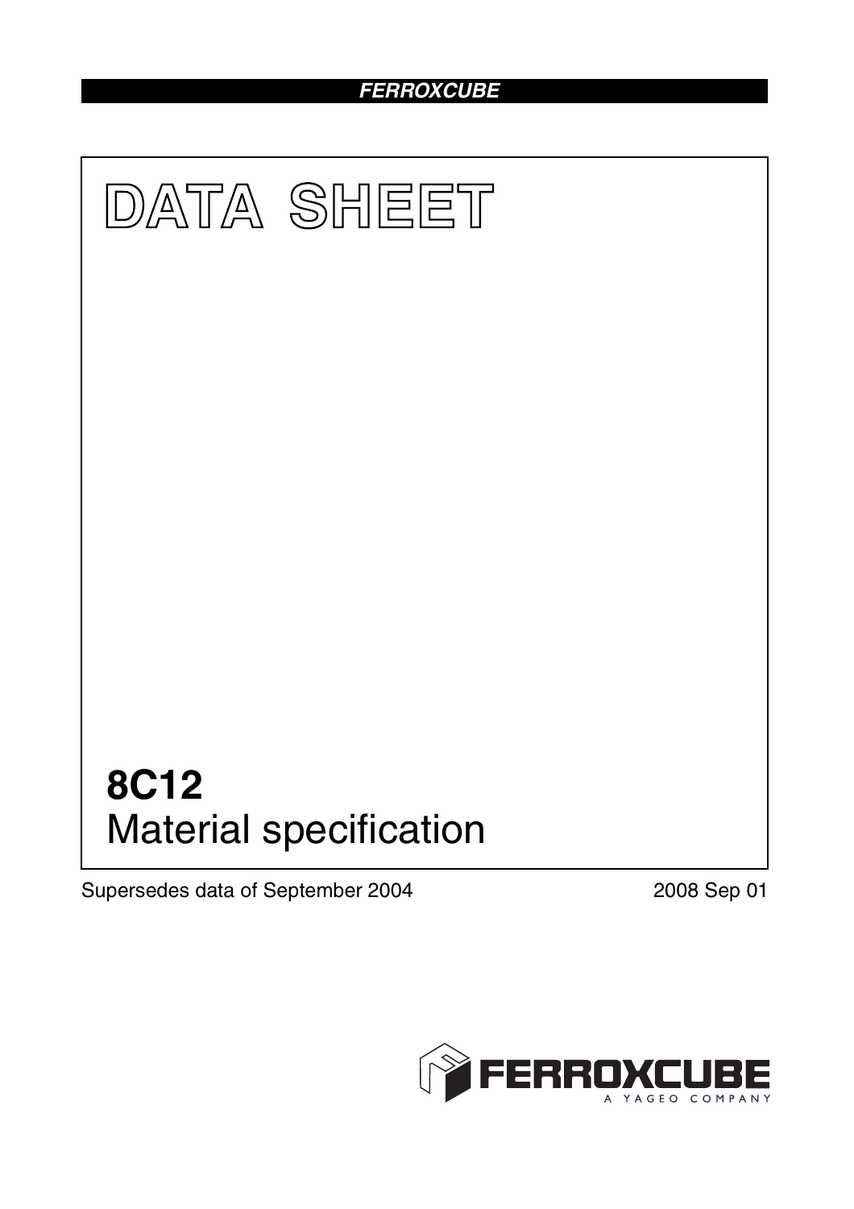**FERROXCUBE**

# DATA SHEET

# 8C12
## Material specification

Supersedes data of September 2004

2008 Sep 01

FERROXCUBE
A YAGEO COMPANY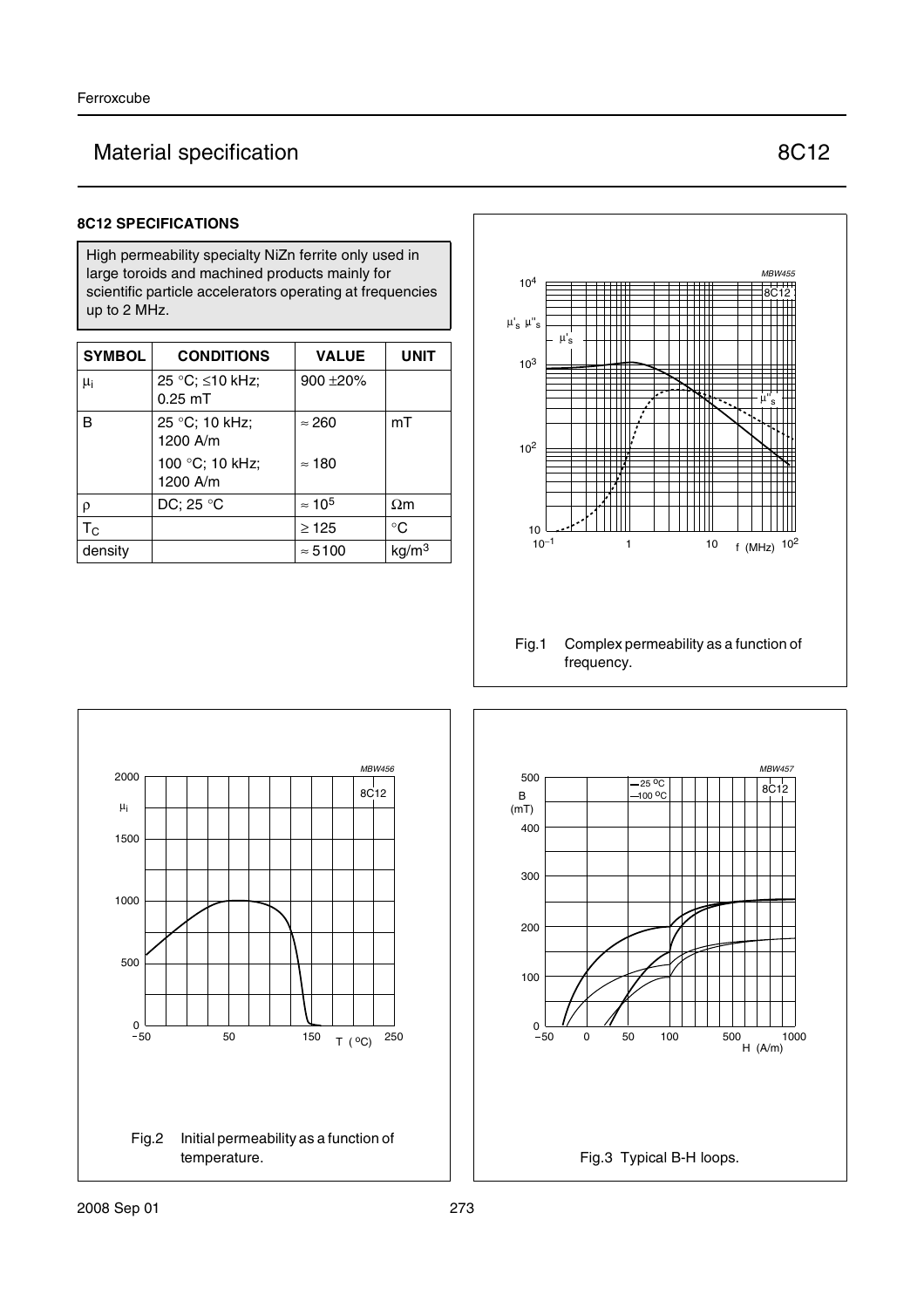# Material specification 8C12

### 8C12 SPECIFICATIONS

High permeability specialty NiZn ferrite only used in large toroids and machined products mainly for scientific particle accelerators operating at frequencies up to 2 MHz.

| SYMBOL | CONDITIONS | VALUE | UNIT |
|---|---|---|---|
| $\mu_i$ | 25 °C; ≤10 kHz; 0.25 mT | 900 ±20% | |
| B | 25 °C; 10 kHz; 1200 A/m | ≈ 260 | mT |
| | 100 °C; 10 kHz; 1200 A/m | ≈ 180 | |
| ρ | DC; 25 °C | ≈ $10^5$ | Ωm |
| $T_C$ | | ≥ 125 | °C |
| density | | ≈ 5100 | $kg/m^3$ |

Fig.1 Complex permeability as a function of frequency.

Fig.2 Initial permeability as a function of temperature.

Fig.3 Typical B-H loops.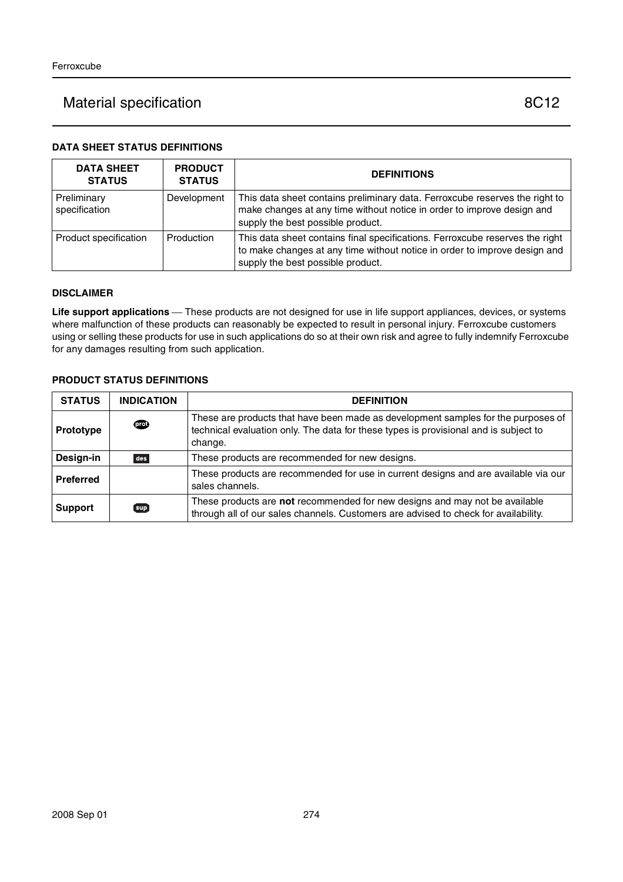## Material specification 8C12

### DATA SHEET STATUS DEFINITIONS

| DATA SHEET STATUS | PRODUCT STATUS | DEFINITIONS |
|---|---|---|
| Preliminary specification | Development | This data sheet contains preliminary data. Ferroxcube reserves the right to make changes at any time without notice in order to improve design and supply the best possible product. |
| Product specification | Production | This data sheet contains final specifications. Ferroxcube reserves the right to make changes at any time without notice in order to improve design and supply the best possible product. |

### DISCLAIMER

**Life support applications** — These products are not designed for use in life support appliances, devices, or systems where malfunction of these products can reasonably be expected to result in personal injury. Ferroxcube customers using or selling these products for use in such applications do so at their own risk and agree to fully indemnify Ferroxcube for any damages resulting from such application.

### PRODUCT STATUS DEFINITIONS

| STATUS | INDICATION | DEFINITION |
|---|---|---|
| **Prototype** | prot | These are products that have been made as development samples for the purposes of technical evaluation only. The data for these types is provisional and is subject to change. |
| **Design-in** | des | These products are recommended for new designs. |
| **Preferred** | | These products are recommended for use in current designs and are available via our sales channels. |
| **Support** | sup | These products are **not** recommended for new designs and may not be available through all of our sales channels. Customers are advised to check for availability. |